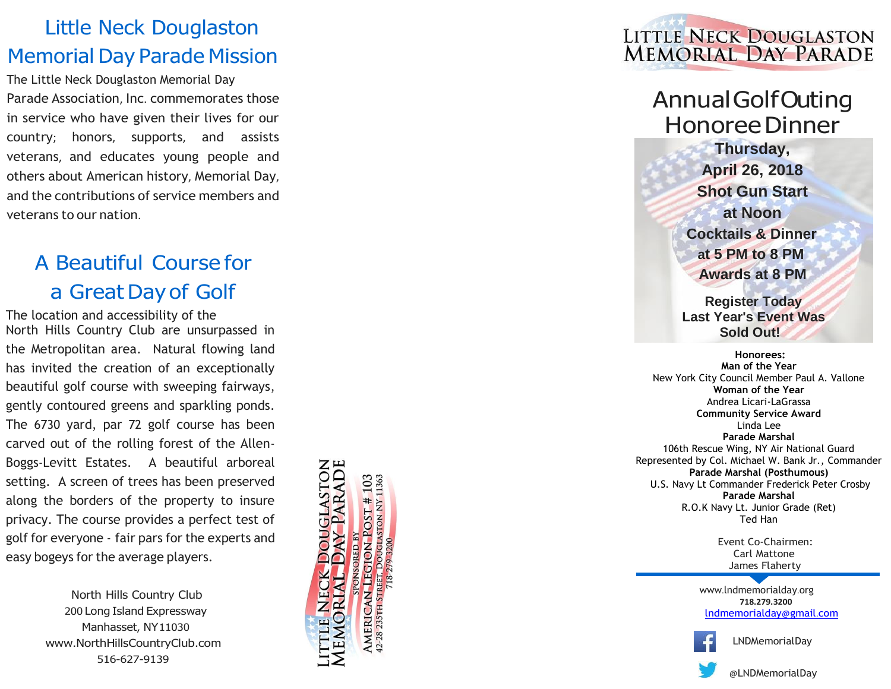# Little Neck Douglaston Memorial Day Parade Mission

The Little Neck Douglaston Memorial Day Parade Association, Inc. commemorates those in service who have given their lives for our country; honors, supports, and assists veterans, and educates young people and others about American history, Memorial Day, and the contributions of service members and veterans to our nation.

# A Beautiful Course for a Great Day of Golf

The location and accessibility of the North Hills Country Club are unsurpassed in the Metropolitan area. Natural flowing land has invited the creation of an exceptionally beautiful golf course with sweeping fairways, gently contoured greens and sparkling ponds. The 6730 yard, par 72 golf course has been carved out of the rolling forest of the Allen-Boggs-Levitt Estates. A beautiful arboreal setting. A screen of trees has been preserved along the borders of the property to insure privacy. The course provides a perfect test of golf for everyone - fair pars for the experts and easy bogeys for the average players.

North Hills Country Club
200 Long Island Expressway
Manhasset, NY 11030
www.NorthHillsCountryClub.com
516-627-9139

Little Neck Douglaston Memorial Day Parade
Sponsored by American Legion Post # 103
42-28 235th Street, Douglaston, NY 11363
718-279-3200

# Little Neck Douglaston Memorial Day Parade

## Annual Golf Outing Honoree Dinner

**Thursday, April 26, 2018**
**Shot Gun Start at Noon**
**Cocktails & Dinner at 5 PM to 8 PM**
**Awards at 8 PM**

**Register Today**
**Last Year's Event Was Sold Out!**

**Honorees:**

**Man of the Year**
New York City Council Member Paul A. Vallone

**Woman of the Year**
Andrea Licari-LaGrassa

**Community Service Award**
Linda Lee

**Parade Marshal**
106th Rescue Wing, NY Air National Guard
Represented by Col. Michael W. Bank Jr., Commander

**Parade Marshal (Posthumous)**
U.S. Navy Lt Commander Frederick Peter Crosby

**Parade Marshal**
R.O.K Navy Lt. Junior Grade (Ret)
Ted Han

Event Co-Chairmen:
Carl Mattone
James Flaherty

www.lndmemorialday.org
**718.279.3200**
lndmemorialday@gmail.com

LNDMemorialDay

@LNDMemorialDay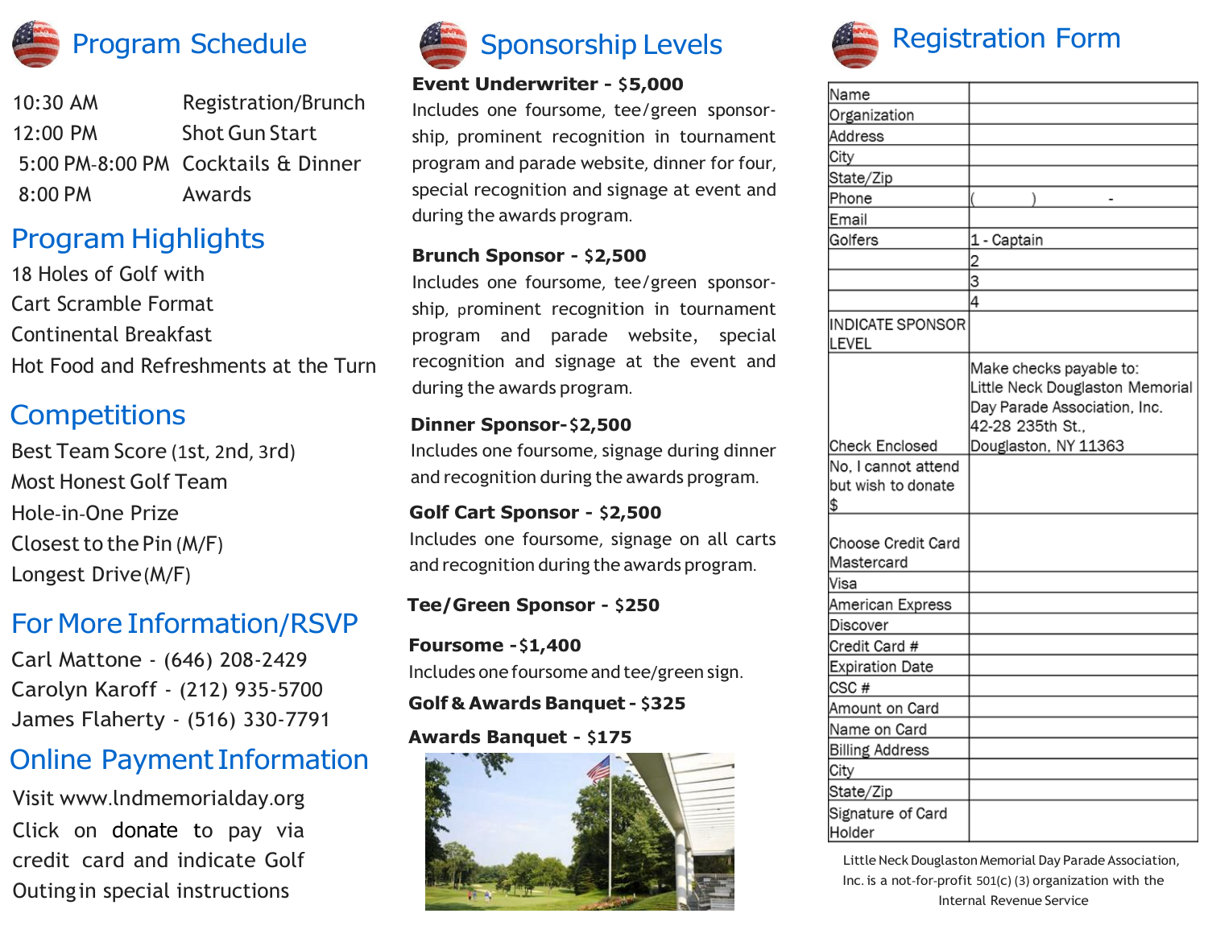## Program Schedule

| | |
|---|---|
| 10:30 AM | Registration/Brunch |
| 12:00 PM | Shot Gun Start |
| 5:00 PM-8:00 PM | Cocktails & Dinner |
| 8:00 PM | Awards |

## Program Highlights

18 Holes of Golf with
Cart Scramble Format
Continental Breakfast
Hot Food and Refreshments at the Turn

## Competitions

Best Team Score (1st, 2nd, 3rd)
Most Honest Golf Team
Hole-in-One Prize
Closest to the Pin (M/F)
Longest Drive (M/F)

## For More Information/RSVP

Carl Mattone - (646) 208-2429
Carolyn Karoff - (212) 935-5700
James Flaherty - (516) 330-7791

## Online Payment Information

Visit www.lndmemorialday.org
Click on donate to pay via credit card and indicate Golf Outing in special instructions

## Sponsorship Levels

**Event Underwriter - $5,000**
Includes one foursome, tee/green sponsorship, prominent recognition in tournament program and parade website, dinner for four, special recognition and signage at event and during the awards program.

**Brunch Sponsor - $2,500**
Includes one foursome, tee/green sponsorship, prominent recognition in tournament program and parade website, special recognition and signage at the event and during the awards program.

**Dinner Sponsor-$2,500**
Includes one foursome, signage during dinner and recognition during the awards program.

**Golf Cart Sponsor - $2,500**
Includes one foursome, signage on all carts and recognition during the awards program.

**Tee/Green Sponsor - $250**

**Foursome -$1,400**
Includes one foursome and tee/green sign.

**Golf & Awards Banquet - $325**

**Awards Banquet - $175**

## Registration Form

| | |
|---|---|
| Name | |
| Organization | |
| Address | |
| City | |
| State/Zip | |
| Phone | (     )     - |
| Email | |
| Golfers | 1 - Captain |
| | 2 |
| | 3 |
| | 4 |
| INDICATE SPONSOR LEVEL | |
| Check Enclosed | Make checks payable to: Little Neck Douglaston Memorial Day Parade Association, Inc. 42-28 235th St., Douglaston, NY 11363 |
| No, I cannot attend but wish to donate $ | |
| Choose Credit Card Mastercard | |
| Visa | |
| American Express | |
| Discover | |
| Credit Card # | |
| Expiration Date | |
| CSC # | |
| Amount on Card | |
| Name on Card | |
| Billing Address | |
| City | |
| State/Zip | |
| Signature of Card Holder | |

Little Neck Douglaston Memorial Day Parade Association, Inc. is a not-for-profit 501(c) (3) organization with the Internal Revenue Service